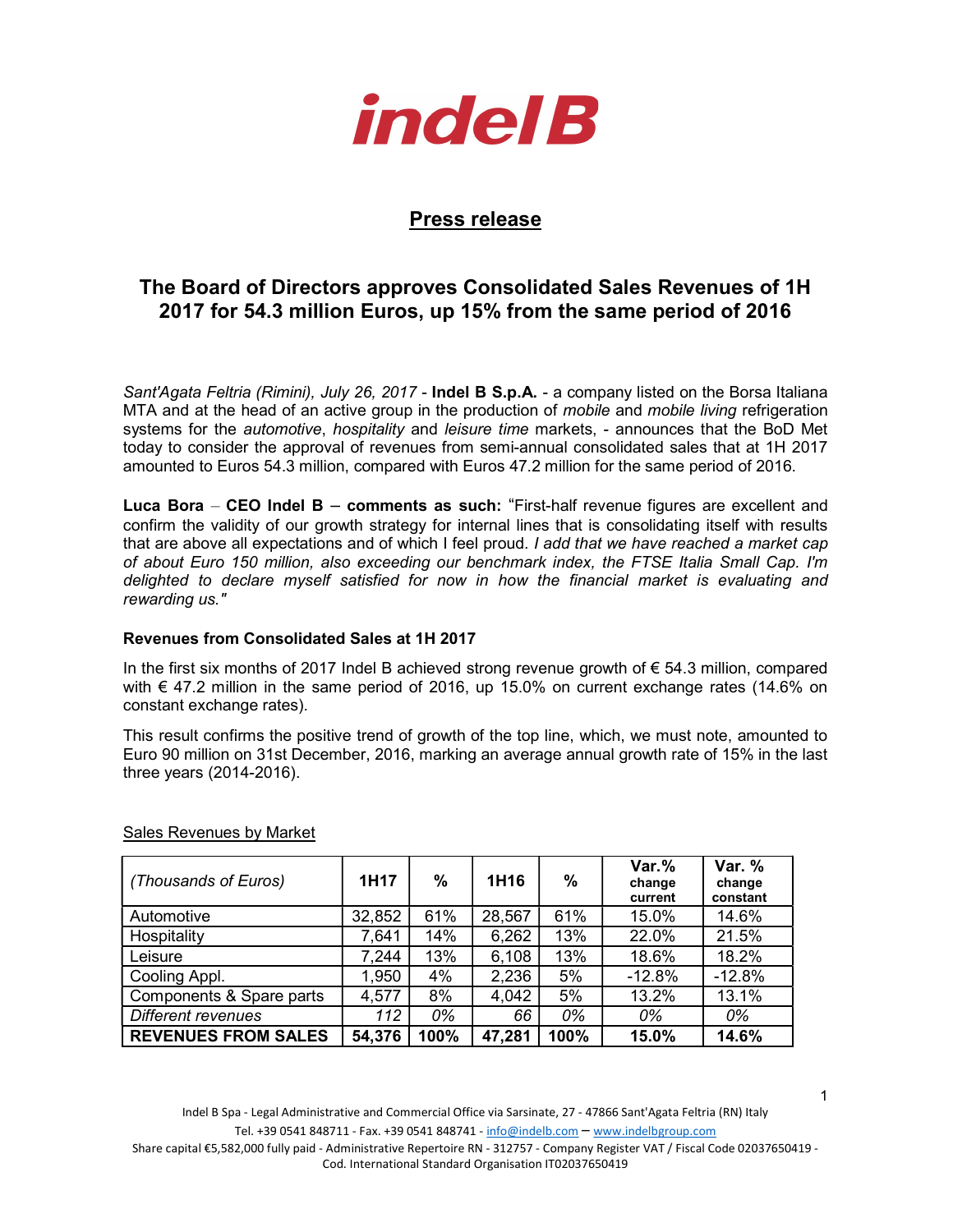**indel B**

# Press release

## The Board of Directors approves Consolidated Sales Revenues of 1H 2017 for 54.3 million Euros, up 15% from the same period of 2016

*Sant'Agata Feltria (Rimini), July 26, 2017* - **Indel B S.p.A.** - a company listed on the Borsa Italiana MTA and at the head of an active group in the production of *mobile* and *mobile living* refrigeration systems for the *automotive*, *hospitality* and *leisure time* markets, - announces that the BoD Met today to consider the approval of revenues from semi-annual consolidated sales that at 1H 2017 amounted to Euros 54.3 million, compared with Euros 47.2 million for the same period of 2016.

**Luca Bora – CEO Indel B – comments as such:** "First-half revenue figures are excellent and confirm the validity of our growth strategy for internal lines that is consolidating itself with results that are above all expectations and of which I feel proud. *I add that we have reached a market cap of about Euro 150 million, also exceeding our benchmark index, the FTSE Italia Small Cap. I'm delighted to declare myself satisfied for now in how the financial market is evaluating and rewarding us."*

### Revenues from Consolidated Sales at 1H 2017

In the first six months of 2017 Indel B achieved strong revenue growth of € 54.3 million, compared with € 47.2 million in the same period of 2016, up 15.0% on current exchange rates (14.6% on constant exchange rates).

This result confirms the positive trend of growth of the top line, which, we must note, amounted to Euro 90 million on 31st December, 2016, marking an average annual growth rate of 15% in the last three years (2014-2016).

Sales Revenues by Market

| *(Thousands of Euros)* | 1H17 | % | 1H16 | % | Var.% change current | Var. % change constant |
|---|---|---|---|---|---|---|
| Automotive | 32,852 | 61% | 28,567 | 61% | 15.0% | 14.6% |
| Hospitality | 7,641 | 14% | 6,262 | 13% | 22.0% | 21.5% |
| Leisure | 7,244 | 13% | 6,108 | 13% | 18.6% | 18.2% |
| Cooling Appl. | 1,950 | 4% | 2,236 | 5% | -12.8% | -12.8% |
| Components & Spare parts | 4,577 | 8% | 4,042 | 5% | 13.2% | 13.1% |
| *Different revenues* | *112* | *0%* | *66* | *0%* | *0%* | *0%* |
| **REVENUES FROM SALES** | **54,376** | **100%** | **47,281** | **100%** | **15.0%** | **14.6%** |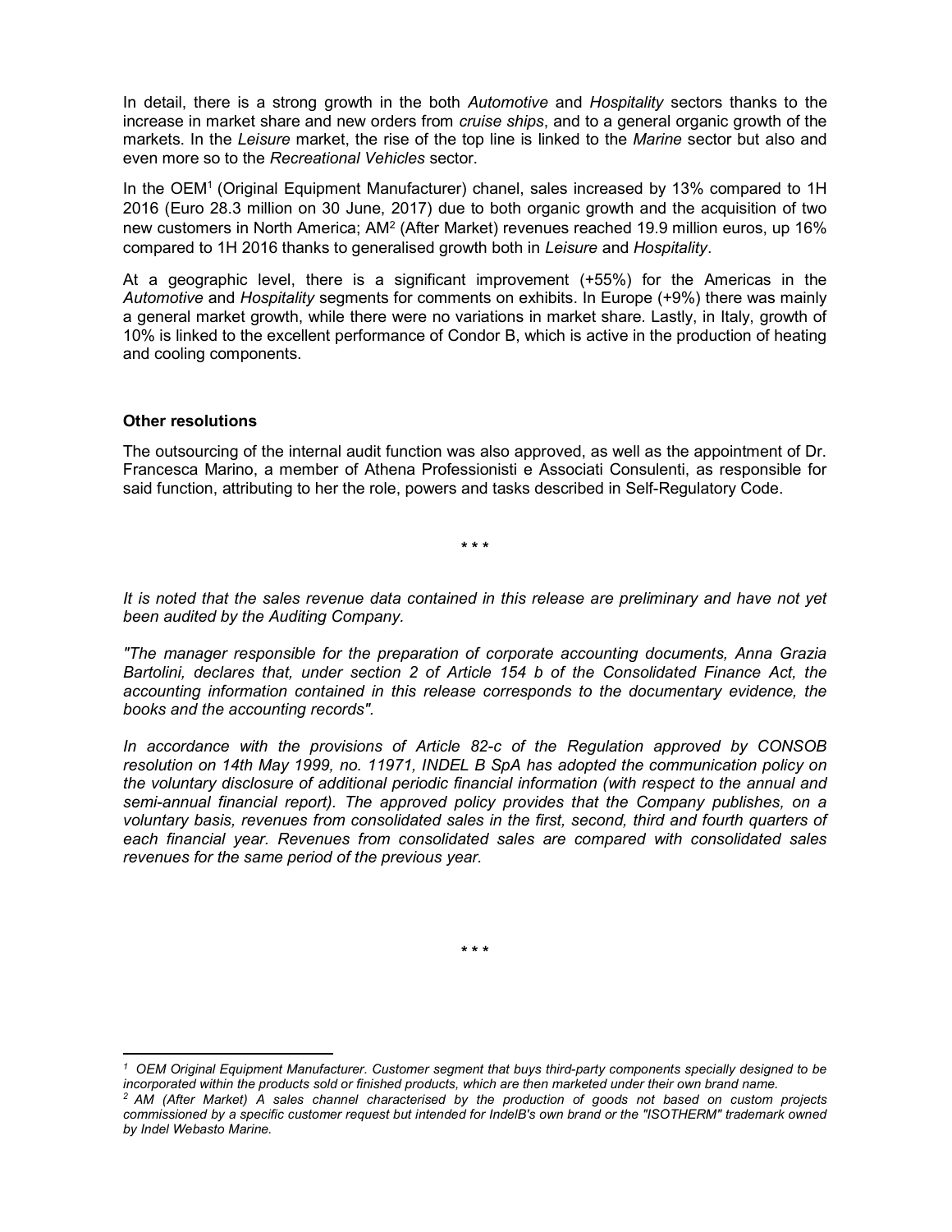In detail, there is a strong growth in the both *Automotive* and *Hospitality* sectors thanks to the increase in market share and new orders from *cruise ships*, and to a general organic growth of the markets. In the *Leisure* market, the rise of the top line is linked to the *Marine* sector but also and even more so to the *Recreational Vehicles* sector.

In the OEM[1] (Original Equipment Manufacturer) chanel, sales increased by 13% compared to 1H 2016 (Euro 28.3 million on 30 June, 2017) due to both organic growth and the acquisition of two new customers in North America; AM[2] (After Market) revenues reached 19.9 million euros, up 16% compared to 1H 2016 thanks to generalised growth both in *Leisure* and *Hospitality*.

At a geographic level, there is a significant improvement (+55%) for the Americas in the *Automotive* and *Hospitality* segments for comments on exhibits. In Europe (+9%) there was mainly a general market growth, while there were no variations in market share. Lastly, in Italy, growth of 10% is linked to the excellent performance of Condor B, which is active in the production of heating and cooling components.

**Other resolutions**

The outsourcing of the internal audit function was also approved, as well as the appointment of Dr. Francesca Marino, a member of Athena Professionisti e Associati Consulenti, as responsible for said function, attributing to her the role, powers and tasks described in Self-Regulatory Code.

\* \* \*

*It is noted that the sales revenue data contained in this release are preliminary and have not yet been audited by the Auditing Company.*

*"The manager responsible for the preparation of corporate accounting documents, Anna Grazia Bartolini, declares that, under section 2 of Article 154 b of the Consolidated Finance Act, the accounting information contained in this release corresponds to the documentary evidence, the books and the accounting records".*

*In accordance with the provisions of Article 82-c of the Regulation approved by CONSOB resolution on 14th May 1999, no. 11971, INDEL B SpA has adopted the communication policy on the voluntary disclosure of additional periodic financial information (with respect to the annual and semi-annual financial report). The approved policy provides that the Company publishes, on a voluntary basis, revenues from consolidated sales in the first, second, third and fourth quarters of each financial year. Revenues from consolidated sales are compared with consolidated sales revenues for the same period of the previous year.*

\* \* \*

---

[1] *OEM Original Equipment Manufacturer. Customer segment that buys third-party components specially designed to be incorporated within the products sold or finished products, which are then marketed under their own brand name.*

[2] *AM (After Market) A sales channel characterised by the production of goods not based on custom projects commissioned by a specific customer request but intended for IndelB's own brand or the "ISOTHERM" trademark owned by Indel Webasto Marine.*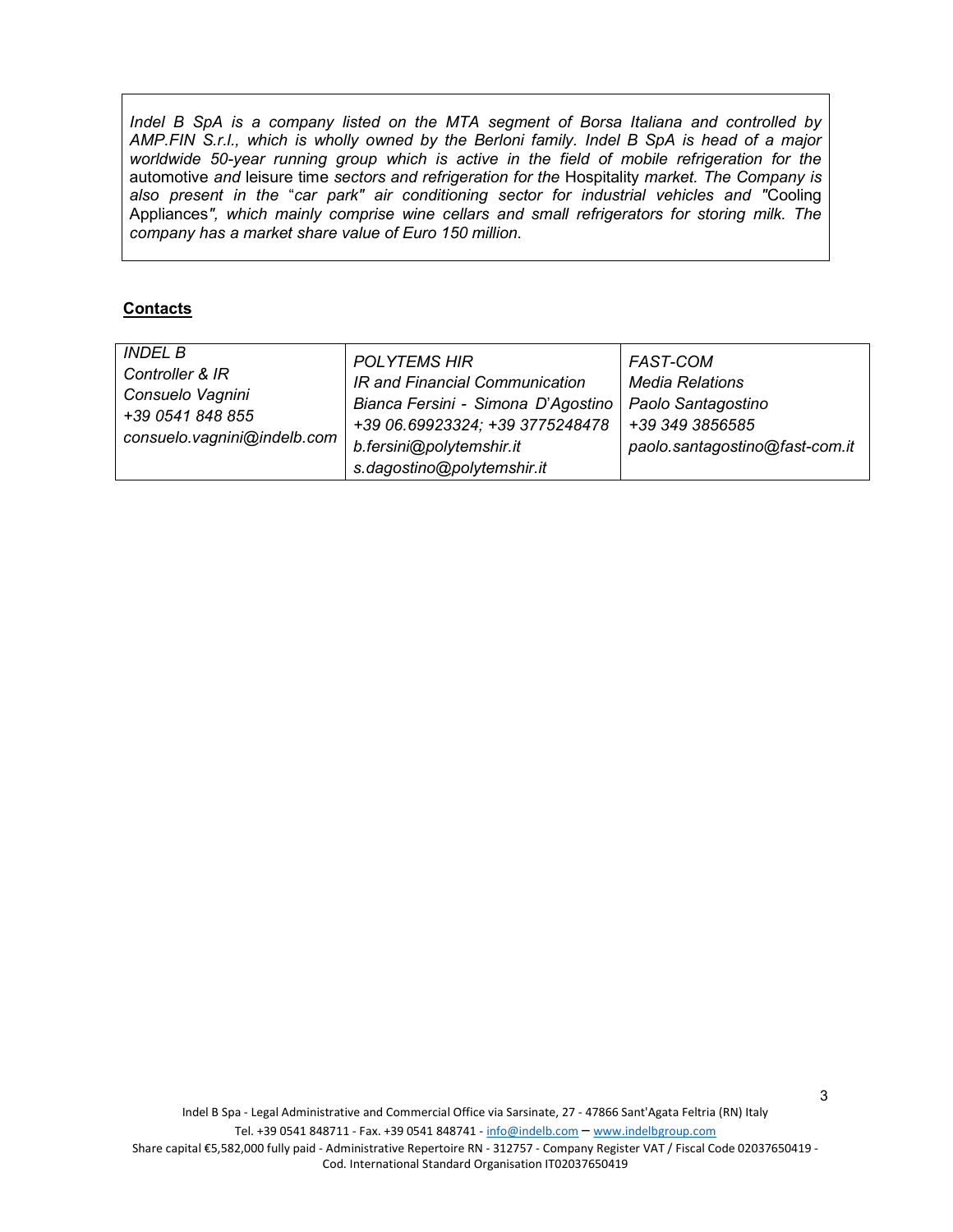*Indel B SpA is a company listed on the MTA segment of Borsa Italiana and controlled by AMP.FIN S.r.l., which is wholly owned by the Berloni family. Indel B SpA is head of a major worldwide 50-year running group which is active in the field of mobile refrigeration for the* automotive *and* leisure time *sectors and refrigeration for the* Hospitality *market. The Company is also present in the* "*car park" air conditioning sector for industrial vehicles and "*Cooling Appliances*", which mainly comprise wine cellars and small refrigerators for storing milk. The company has a market share value of Euro 150 million.*

**Contacts**

| | | |
|---|---|---|
| *INDEL B*<br>*Controller & IR*<br>*Consuelo Vagnini*<br>*+39 0541 848 855*<br>*consuelo.vagnini@indelb.com* | *POLYTEMS HIR*<br>*IR and Financial Communication*<br>*Bianca Fersini - Simona D'Agostino*<br>*+39 06.69923324; +39 3775248478*<br>*b.fersini@polytemshir.it*<br>*s.dagostino@polytemshir.it* | *FAST-COM*<br>*Media Relations*<br>*Paolo Santagostino*<br>*+39 349 3856585*<br>*paolo.santagostino@fast-com.it* |

Indel B Spa - Legal Administrative and Commercial Office via Sarsinate, 27 - 47866 Sant'Agata Feltria (RN) Italy
Tel. +39 0541 848711 - Fax. +39 0541 848741 - info@indelb.com – www.indelbgroup.com
Share capital €5,582,000 fully paid - Administrative Repertoire RN - 312757 - Company Register VAT / Fiscal Code 02037650419 - Cod. International Standard Organisation IT02037650419